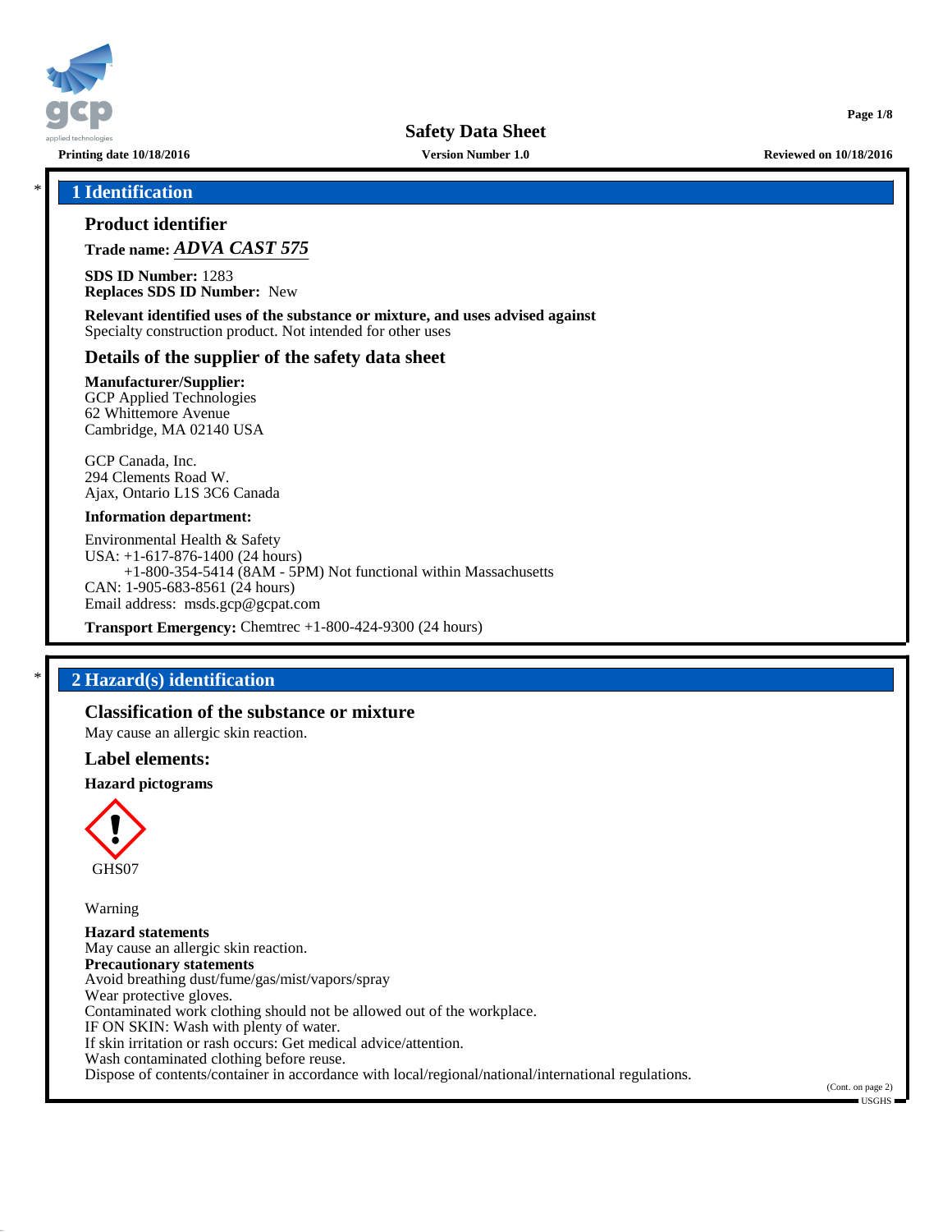# Safety Data Sheet

**Printing date 10/18/2016** **Version Number 1.0** **Reviewed on 10/18/2016**

## 1 Identification

### Product identifier

**Trade name:** ***ADVA CAST 575***

**SDS ID Number:** 1283
**Replaces SDS ID Number:** New

**Relevant identified uses of the substance or mixture, and uses advised against**
Specialty construction product. Not intended for other uses

### Details of the supplier of the safety data sheet

**Manufacturer/Supplier:**
GCP Applied Technologies
62 Whittemore Avenue
Cambridge, MA 02140 USA

GCP Canada, Inc.
294 Clements Road W.
Ajax, Ontario L1S 3C6 Canada

**Information department:**

Environmental Health & Safety
USA: +1-617-876-1400 (24 hours)
+1-800-354-5414 (8AM - 5PM) Not functional within Massachusetts
CAN: 1-905-683-8561 (24 hours)
Email address: msds.gcp@gcpat.com

**Transport Emergency:** Chemtrec +1-800-424-9300 (24 hours)

## 2 Hazard(s) identification

### Classification of the substance or mixture

May cause an allergic skin reaction.

### Label elements:

**Hazard pictograms**

GHS07

Warning

**Hazard statements**
May cause an allergic skin reaction.
**Precautionary statements**
Avoid breathing dust/fume/gas/mist/vapors/spray
Wear protective gloves.
Contaminated work clothing should not be allowed out of the workplace.
IF ON SKIN: Wash with plenty of water.
If skin irritation or rash occurs: Get medical advice/attention.
Wash contaminated clothing before reuse.
Dispose of contents/container in accordance with local/regional/national/international regulations.

(Cont. on page 2)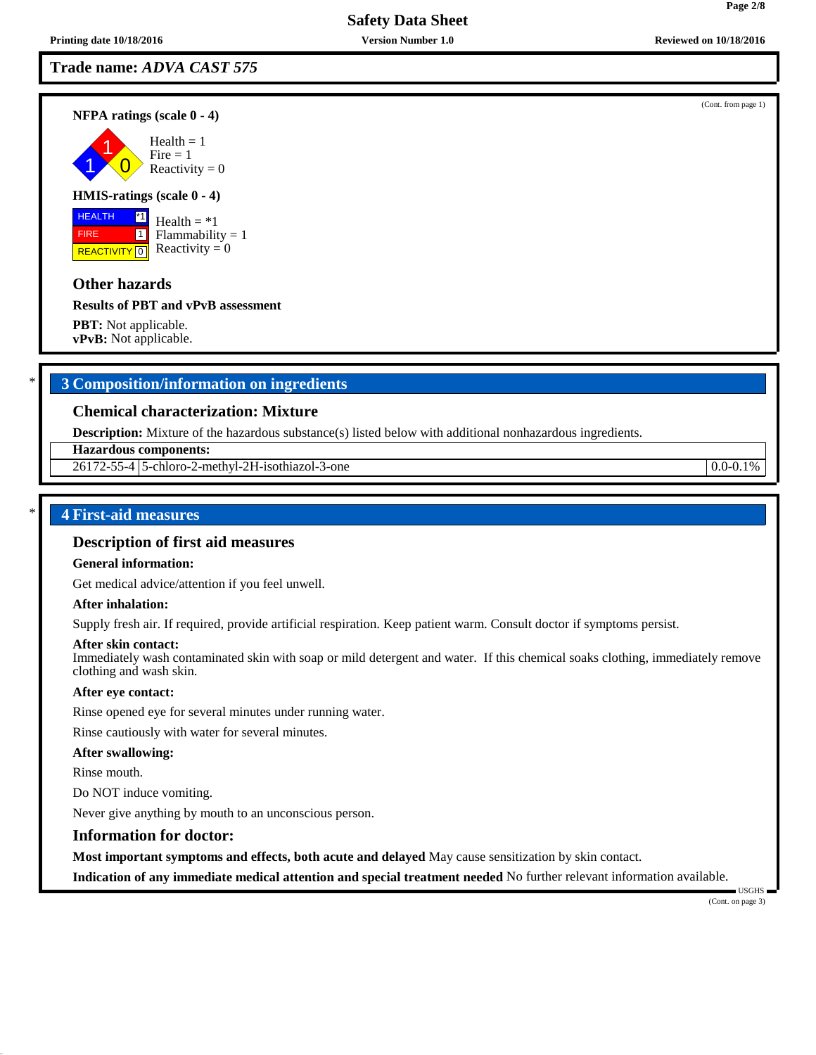**Trade name:** ***ADVA CAST 575***

(Cont. from page 1)

**NFPA ratings (scale 0 - 4)**

Health = 1
Fire = 1
Reactivity = 0

**HMIS-ratings (scale 0 - 4)**

| | |
|---|---|
| HEALTH | *1 |
| FIRE | 1 |
| REACTIVITY | 0 |

Health = *1
Flammability = 1
Reactivity = 0

### Other hazards

**Results of PBT and vPvB assessment**

**PBT:** Not applicable.
**vPvB:** Not applicable.

## * 3 Composition/information on ingredients

### Chemical characterization: Mixture

**Description:** Mixture of the hazardous substance(s) listed below with additional nonhazardous ingredients.

| **Hazardous components:** | | |
|---|---|---|
| 26172-55-4 | 5-chloro-2-methyl-2H-isothiazol-3-one | 0.0-0.1% |

## * 4 First-aid measures

### Description of first aid measures

**General information:**

Get medical advice/attention if you feel unwell.

**After inhalation:**

Supply fresh air. If required, provide artificial respiration. Keep patient warm. Consult doctor if symptoms persist.

**After skin contact:**
Immediately wash contaminated skin with soap or mild detergent and water. If this chemical soaks clothing, immediately remove clothing and wash skin.

**After eye contact:**

Rinse opened eye for several minutes under running water.

Rinse cautiously with water for several minutes.

**After swallowing:**

Rinse mouth.

Do NOT induce vomiting.

Never give anything by mouth to an unconscious person.

### Information for doctor:

**Most important symptoms and effects, both acute and delayed** May cause sensitization by skin contact.

**Indication of any immediate medical attention and special treatment needed** No further relevant information available.

(Cont. on page 3)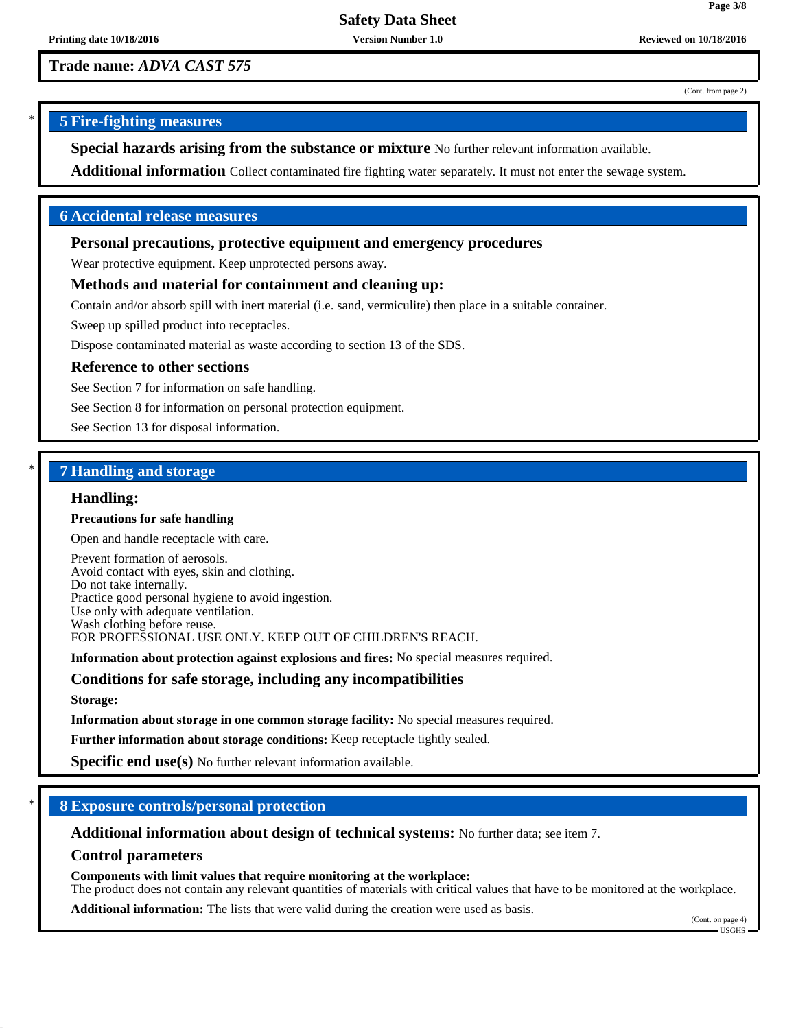**Trade name:** ***ADVA CAST 575***

(Cont. from page 2)

## 5 Fire-fighting measures

**Special hazards arising from the substance or mixture** No further relevant information available.

**Additional information** Collect contaminated fire fighting water separately. It must not enter the sewage system.

## 6 Accidental release measures

### Personal precautions, protective equipment and emergency procedures

Wear protective equipment. Keep unprotected persons away.

### Methods and material for containment and cleaning up:

Contain and/or absorb spill with inert material (i.e. sand, vermiculite) then place in a suitable container.

Sweep up spilled product into receptacles.

Dispose contaminated material as waste according to section 13 of the SDS.

### Reference to other sections

See Section 7 for information on safe handling.

See Section 8 for information on personal protection equipment.

See Section 13 for disposal information.

## 7 Handling and storage

### Handling:

**Precautions for safe handling**

Open and handle receptacle with care.

Prevent formation of aerosols.
Avoid contact with eyes, skin and clothing.
Do not take internally.
Practice good personal hygiene to avoid ingestion.
Use only with adequate ventilation.
Wash clothing before reuse.
FOR PROFESSIONAL USE ONLY. KEEP OUT OF CHILDREN'S REACH.

**Information about protection against explosions and fires:** No special measures required.

### Conditions for safe storage, including any incompatibilities

**Storage:**

**Information about storage in one common storage facility:** No special measures required.

**Further information about storage conditions:** Keep receptacle tightly sealed.

**Specific end use(s)** No further relevant information available.

## 8 Exposure controls/personal protection

**Additional information about design of technical systems:** No further data; see item 7.

### Control parameters

**Components with limit values that require monitoring at the workplace:**
The product does not contain any relevant quantities of materials with critical values that have to be monitored at the workplace.

**Additional information:** The lists that were valid during the creation were used as basis.

(Cont. on page 4)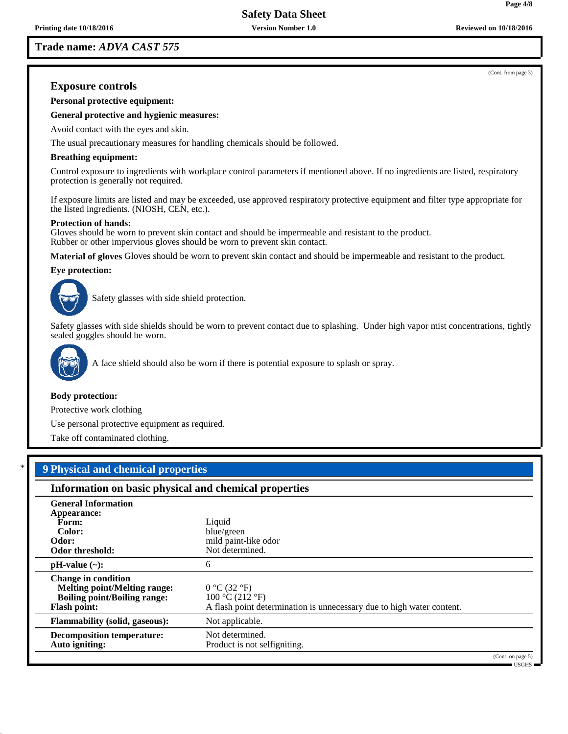**Trade name:** ***ADVA CAST 575***

(Cont. from page 3)

### Exposure controls

**Personal protective equipment:**

**General protective and hygienic measures:**

Avoid contact with the eyes and skin.

The usual precautionary measures for handling chemicals should be followed.

**Breathing equipment:**

Control exposure to ingredients with workplace control parameters if mentioned above. If no ingredients are listed, respiratory protection is generally not required.

If exposure limits are listed and may be exceeded, use approved respiratory protective equipment and filter type appropriate for the listed ingredients. (NIOSH, CEN, etc.).

**Protection of hands:**
Gloves should be worn to prevent skin contact and should be impermeable and resistant to the product.
Rubber or other impervious gloves should be worn to prevent skin contact.

**Material of gloves** Gloves should be worn to prevent skin contact and should be impermeable and resistant to the product.

**Eye protection:**

Safety glasses with side shield protection.

Safety glasses with side shields should be worn to prevent contact due to splashing. Under high vapor mist concentrations, tightly sealed goggles should be worn.

A face shield should also be worn if there is potential exposure to splash or spray.

**Body protection:**

Protective work clothing

Use personal protective equipment as required.

Take off contaminated clothing.

## * 9 Physical and chemical properties

### Information on basic physical and chemical properties

| | |
|---|---|
| **General Information** | |
| **Appearance:** | |
| **Form:** | Liquid |
| **Color:** | blue/green |
| **Odor:** | mild paint-like odor |
| **Odor threshold:** | Not determined. |
| **pH-value (~):** | 6 |
| **Change in condition** | |
| **Melting point/Melting range:** | 0 °C (32 °F) |
| **Boiling point/Boiling range:** | 100 °C (212 °F) |
| **Flash point:** | A flash point determination is unnecessary due to high water content. |
| **Flammability (solid, gaseous):** | Not applicable. |
| **Decomposition temperature:** | Not determined. |
| **Auto igniting:** | Product is not selfigniting. |

(Cont. on page 5)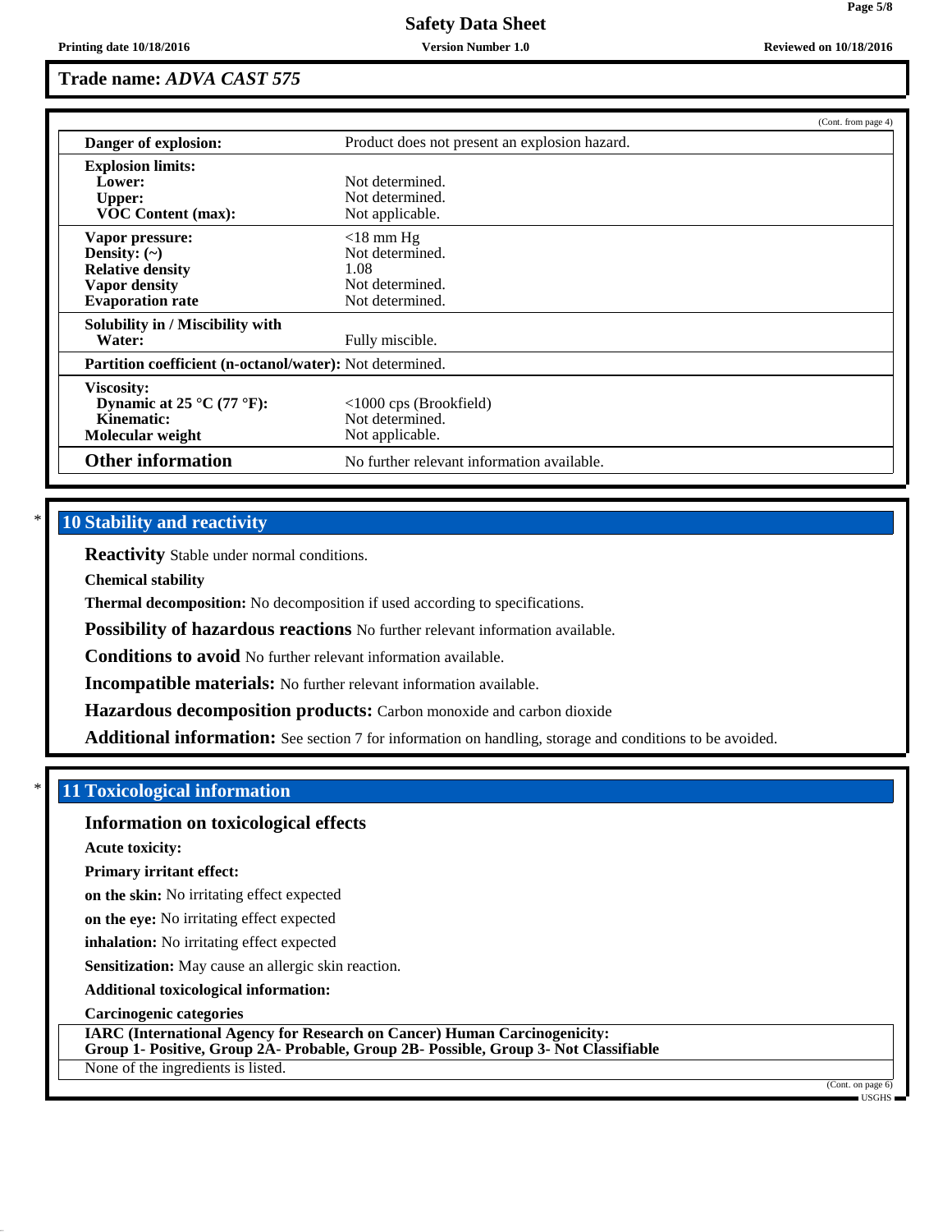**Trade name: *ADVA CAST 575***

(Cont. from page 4)

| | |
|---|---|
| **Danger of explosion:** | Product does not present an explosion hazard. |
| **Explosion limits:** | |
| **Lower:** | Not determined. |
| **Upper:** | Not determined. |
| **VOC Content (max):** | Not applicable. |
| **Vapor pressure:** | <18 mm Hg |
| **Density: (~)** | Not determined. |
| **Relative density** | 1.08 |
| **Vapor density** | Not determined. |
| **Evaporation rate** | Not determined. |
| **Solubility in / Miscibility with** | |
| **Water:** | Fully miscible. |
| **Partition coefficient (n-octanol/water):** | Not determined. |
| **Viscosity:** | |
| **Dynamic at 25 °C (77 °F):** | <1000 cps (Brookfield) |
| **Kinematic:** | Not determined. |
| **Molecular weight** | Not applicable. |
| **Other information** | No further relevant information available. |

## * 10 Stability and reactivity

**Reactivity** Stable under normal conditions.

**Chemical stability**

**Thermal decomposition:** No decomposition if used according to specifications.

**Possibility of hazardous reactions** No further relevant information available.

**Conditions to avoid** No further relevant information available.

**Incompatible materials:** No further relevant information available.

**Hazardous decomposition products:** Carbon monoxide and carbon dioxide

**Additional information:** See section 7 for information on handling, storage and conditions to be avoided.

## * 11 Toxicological information

### Information on toxicological effects

**Acute toxicity:**

**Primary irritant effect:**

**on the skin:** No irritating effect expected

**on the eye:** No irritating effect expected

**inhalation:** No irritating effect expected

**Sensitization:** May cause an allergic skin reaction.

**Additional toxicological information:**

**Carcinogenic categories**

**IARC (International Agency for Research on Cancer) Human Carcinogenicity:**
**Group 1- Positive, Group 2A- Probable, Group 2B- Possible, Group 3- Not Classifiable**

None of the ingredients is listed.

(Cont. on page 6)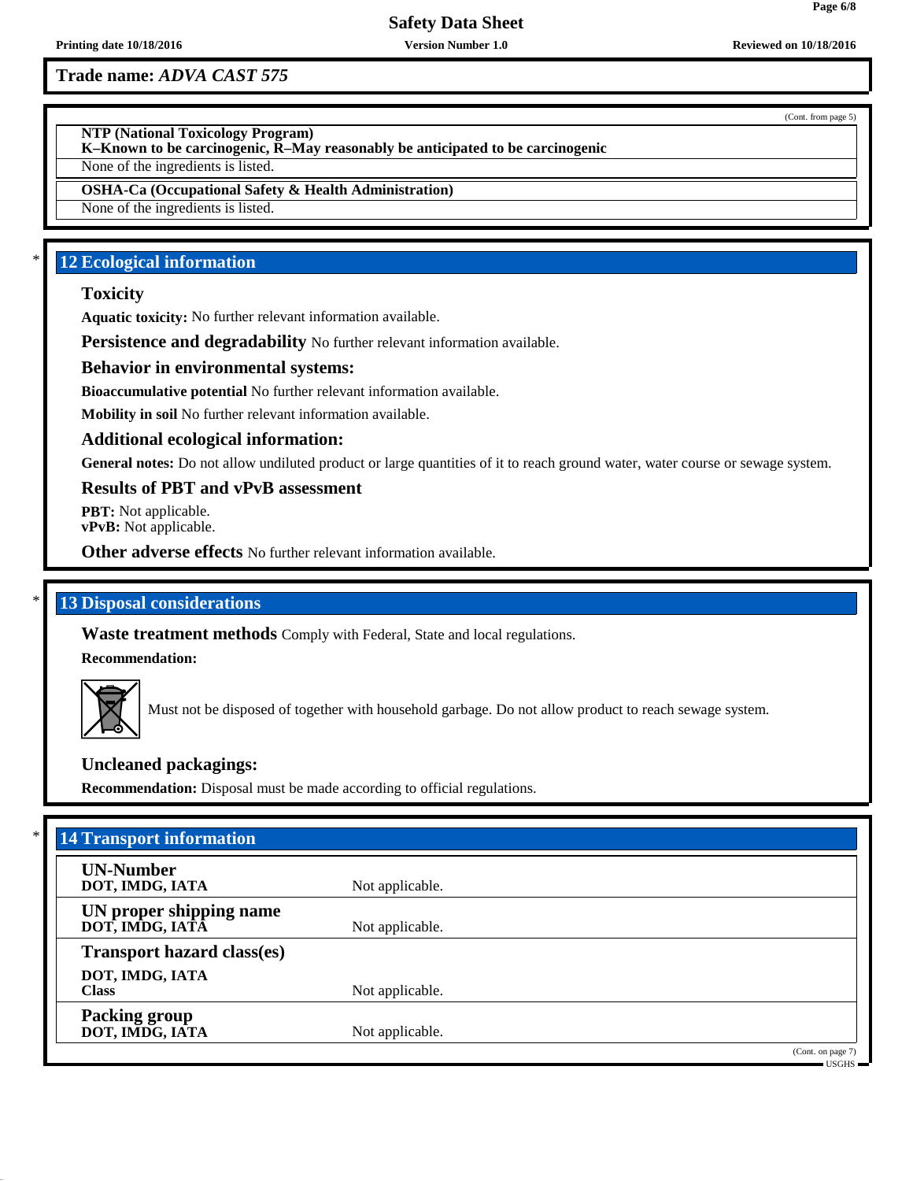**Trade name:** ***ADVA CAST 575***

(Cont. from page 5)

**NTP (National Toxicology Program)**
**K–Known to be carcinogenic, R–May reasonably be anticipated to be carcinogenic**

None of the ingredients is listed.

**OSHA-Ca (Occupational Safety & Health Administration)**

None of the ingredients is listed.

## * 12 Ecological information

### Toxicity

**Aquatic toxicity:** No further relevant information available.

**Persistence and degradability** No further relevant information available.

### Behavior in environmental systems:

**Bioaccumulative potential** No further relevant information available.

**Mobility in soil** No further relevant information available.

### Additional ecological information:

**General notes:** Do not allow undiluted product or large quantities of it to reach ground water, water course or sewage system.

### Results of PBT and vPvB assessment

**PBT:** Not applicable.
**vPvB:** Not applicable.

**Other adverse effects** No further relevant information available.

## * 13 Disposal considerations

**Waste treatment methods** Comply with Federal, State and local regulations.

**Recommendation:**

Must not be disposed of together with household garbage. Do not allow product to reach sewage system.

### Uncleaned packagings:

**Recommendation:** Disposal must be made according to official regulations.

## * 14 Transport information

| | |
|---|---|
| **UN-Number**<br>**DOT, IMDG, IATA** | Not applicable. |
| **UN proper shipping name**<br>**DOT, IMDG, IATA** | Not applicable. |
| **Transport hazard class(es)** | |
| **DOT, IMDG, IATA**<br>**Class** | Not applicable. |
| **Packing group**<br>**DOT, IMDG, IATA** | Not applicable. |

(Cont. on page 7)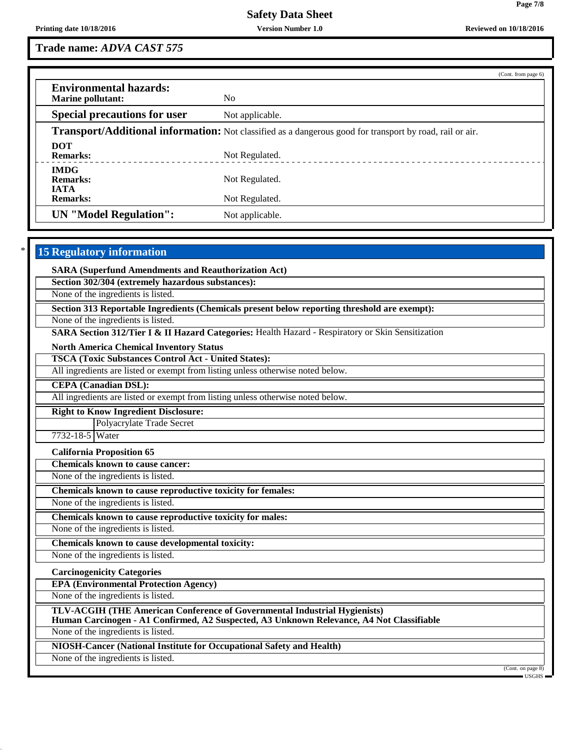**Trade name:** *ADVA CAST 575*

(Cont. from page 6)

**Environmental hazards:**

**Marine pollutant:** No

**Special precautions for user** Not applicable.

**Transport/Additional information:** Not classified as a dangerous good for transport by road, rail or air.

**DOT**

**Remarks:** Not Regulated.

**IMDG**

**Remarks:** Not Regulated.

**IATA**

**Remarks:** Not Regulated.

**UN "Model Regulation":** Not applicable.

## * 15 Regulatory information

**SARA (Superfund Amendments and Reauthorization Act)**

**Section 302/304 (extremely hazardous substances):**

None of the ingredients is listed.

**Section 313 Reportable Ingredients (Chemicals present below reporting threshold are exempt):**

None of the ingredients is listed.

**SARA Section 312/Tier I & II Hazard Categories:** Health Hazard - Respiratory or Skin Sensitization

**North America Chemical Inventory Status**

**TSCA (Toxic Substances Control Act - United States):**

All ingredients are listed or exempt from listing unless otherwise noted below.

**CEPA (Canadian DSL):**

All ingredients are listed or exempt from listing unless otherwise noted below.

**Right to Know Ingredient Disclosure:**

| | |
|---|---|
| | Polyacrylate Trade Secret |
| 7732-18-5 | Water |

**California Proposition 65**

**Chemicals known to cause cancer:**

None of the ingredients is listed.

**Chemicals known to cause reproductive toxicity for females:**

None of the ingredients is listed.

**Chemicals known to cause reproductive toxicity for males:**

None of the ingredients is listed.

**Chemicals known to cause developmental toxicity:**

None of the ingredients is listed.

**Carcinogenicity Categories**

**EPA (Environmental Protection Agency)**

None of the ingredients is listed.

**TLV-ACGIH (THE American Conference of Governmental Industrial Hygienists)**
**Human Carcinogen - A1 Confirmed, A2 Suspected, A3 Unknown Relevance, A4 Not Classifiable**

None of the ingredients is listed.

**NIOSH-Cancer (National Institute for Occupational Safety and Health)**

None of the ingredients is listed.

(Cont. on page 8)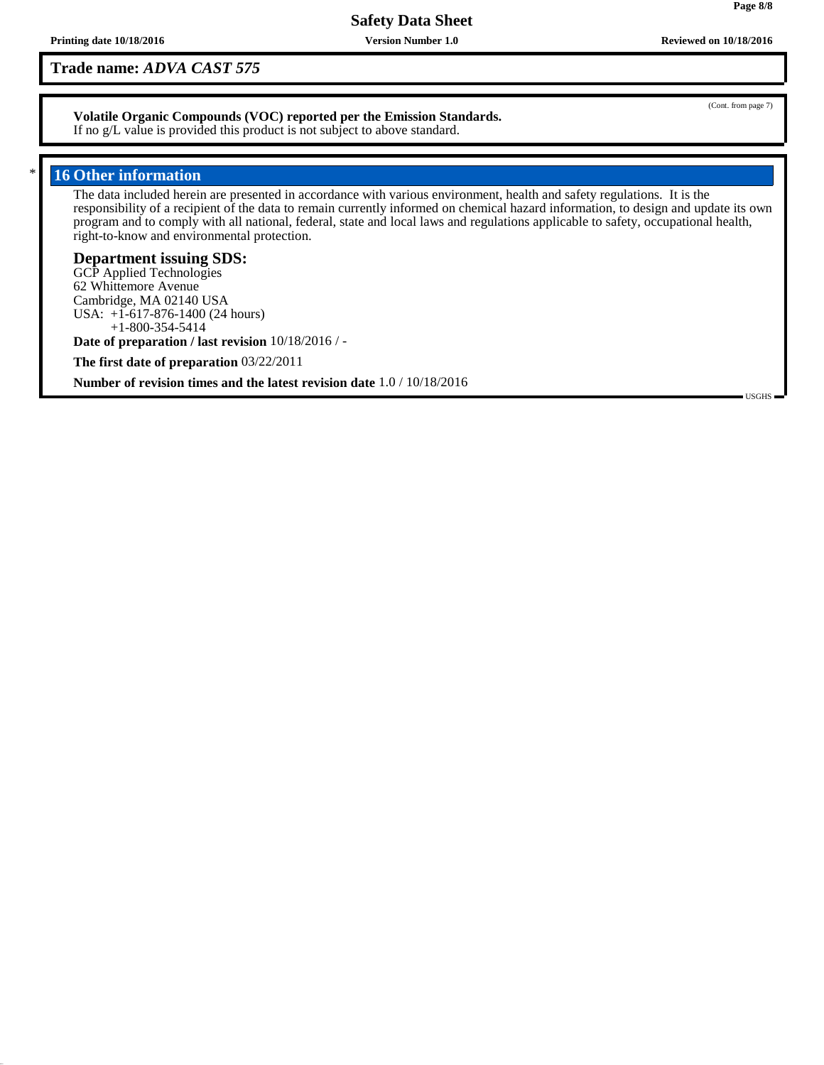**Trade name: *ADVA CAST 575***

(Cont. from page 7)

**Volatile Organic Compounds (VOC) reported per the Emission Standards.**
If no g/L value is provided this product is not subject to above standard.

## * 16 Other information

The data included herein are presented in accordance with various environment, health and safety regulations. It is the responsibility of a recipient of the data to remain currently informed on chemical hazard information, to design and update its own program and to comply with all national, federal, state and local laws and regulations applicable to safety, occupational health, right-to-know and environmental protection.

### Department issuing SDS:

GCP Applied Technologies
62 Whittemore Avenue
Cambridge, MA 02140 USA
USA: +1-617-876-1400 (24 hours)
+1-800-354-5414

**Date of preparation / last revision** 10/18/2016 / -

**The first date of preparation** 03/22/2011

**Number of revision times and the latest revision date** 1.0 / 10/18/2016

USGHS